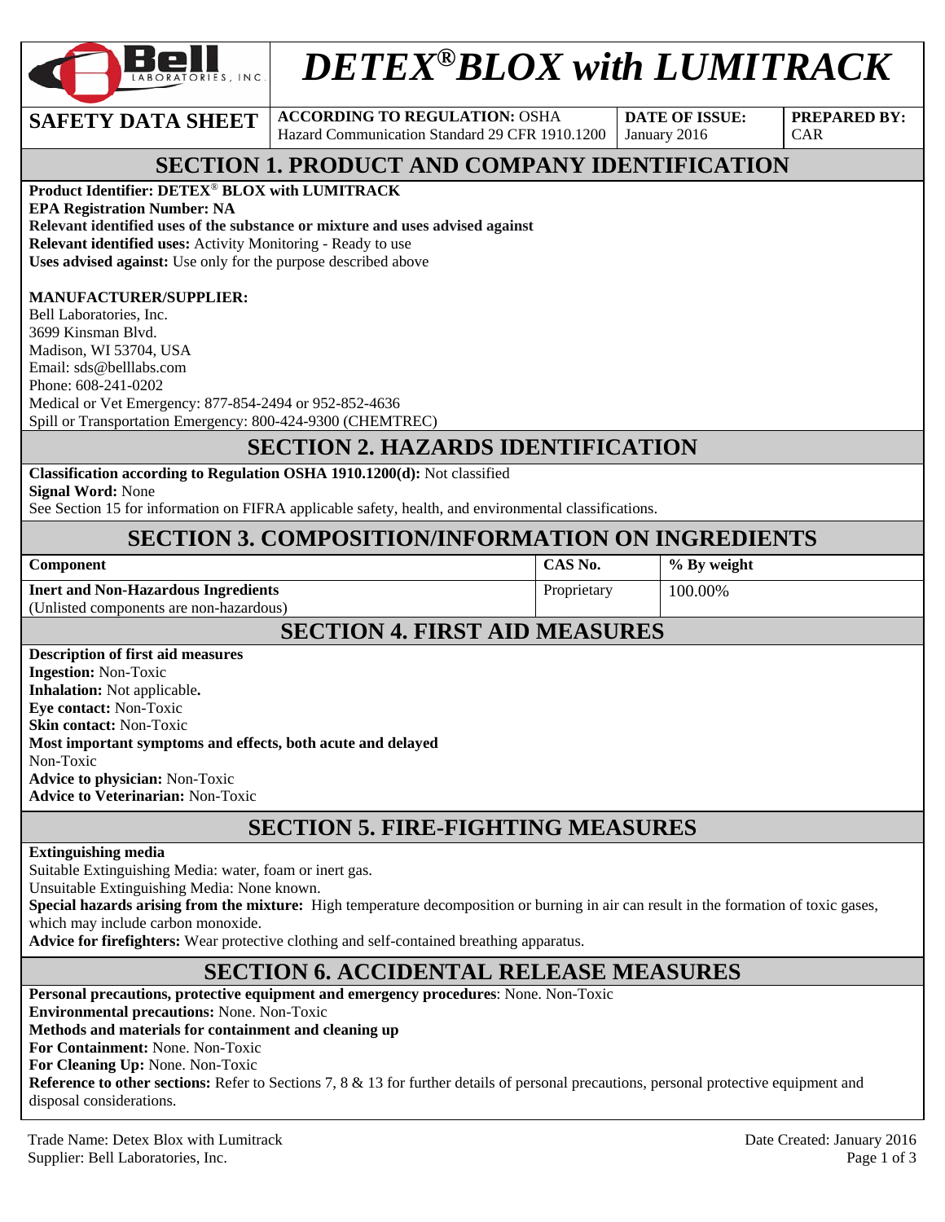# DETEX®BLOX with LUMITRACK

| SAFETY DATA SHEET | ACCORDING TO REGULATION: OSHA Hazard Communication Standard 29 CFR 1910.1200 | DATE OF ISSUE: January 2016 | PREPARED BY: CAR |
|---|---|---|---|

## SECTION 1. PRODUCT AND COMPANY IDENTIFICATION

**Product Identifier: DETEX® BLOX with LUMITRACK**
**EPA Registration Number: NA**
**Relevant identified uses of the substance or mixture and uses advised against**
**Relevant identified uses:** Activity Monitoring - Ready to use
**Uses advised against:** Use only for the purpose described above

**MANUFACTURER/SUPPLIER:**
Bell Laboratories, Inc.
3699 Kinsman Blvd.
Madison, WI 53704, USA
Email: sds@belllabs.com
Phone: 608-241-0202
Medical or Vet Emergency: 877-854-2494 or 952-852-4636
Spill or Transportation Emergency: 800-424-9300 (CHEMTREC)

## SECTION 2. HAZARDS IDENTIFICATION

**Classification according to Regulation OSHA 1910.1200(d):** Not classified
**Signal Word:** None
See Section 15 for information on FIFRA applicable safety, health, and environmental classifications.

## SECTION 3. COMPOSITION/INFORMATION ON INGREDIENTS

| Component | CAS No. | % By weight |
|---|---|---|
| **Inert and Non-Hazardous Ingredients** (Unlisted components are non-hazardous) | Proprietary | 100.00% |

## SECTION 4. FIRST AID MEASURES

**Description of first aid measures**
**Ingestion:** Non-Toxic
**Inhalation:** Not applicable**.**
**Eye contact:** Non-Toxic
**Skin contact:** Non-Toxic
**Most important symptoms and effects, both acute and delayed**
Non-Toxic
**Advice to physician:** Non-Toxic
**Advice to Veterinarian:** Non-Toxic

## SECTION 5. FIRE-FIGHTING MEASURES

**Extinguishing media**
Suitable Extinguishing Media: water, foam or inert gas.
Unsuitable Extinguishing Media: None known.
**Special hazards arising from the mixture:** High temperature decomposition or burning in air can result in the formation of toxic gases, which may include carbon monoxide.
**Advice for firefighters:** Wear protective clothing and self-contained breathing apparatus.

## SECTION 6. ACCIDENTAL RELEASE MEASURES

**Personal precautions, protective equipment and emergency procedures**: None. Non-Toxic
**Environmental precautions:** None. Non-Toxic
**Methods and materials for containment and cleaning up**
**For Containment:** None. Non-Toxic
**For Cleaning Up:** None. Non-Toxic
**Reference to other sections:** Refer to Sections 7, 8 & 13 for further details of personal precautions, personal protective equipment and disposal considerations.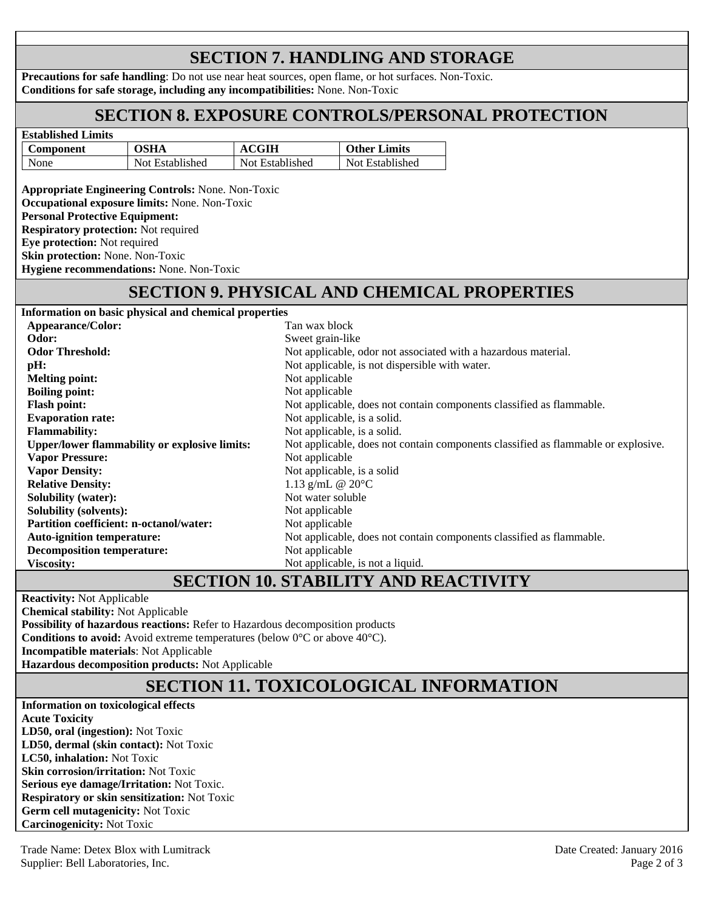## SECTION 7. HANDLING AND STORAGE

**Precautions for safe handling**: Do not use near heat sources, open flame, or hot surfaces. Non-Toxic.
**Conditions for safe storage, including any incompatibilities:** None. Non-Toxic

## SECTION 8. EXPOSURE CONTROLS/PERSONAL PROTECTION

**Established Limits**

| Component | OSHA | ACGIH | Other Limits |
|---|---|---|---|
| None | Not Established | Not Established | Not Established |

**Appropriate Engineering Controls:** None. Non-Toxic
**Occupational exposure limits:** None. Non-Toxic
**Personal Protective Equipment:**
**Respiratory protection:** Not required
**Eye protection:** Not required
**Skin protection:** None. Non-Toxic
**Hygiene recommendations:** None. Non-Toxic

## SECTION 9. PHYSICAL AND CHEMICAL PROPERTIES

**Information on basic physical and chemical properties**

| | |
|---|---|
| **Appearance/Color:** | Tan wax block |
| **Odor:** | Sweet grain-like |
| **Odor Threshold:** | Not applicable, odor not associated with a hazardous material. |
| **pH:** | Not applicable, is not dispersible with water. |
| **Melting point:** | Not applicable |
| **Boiling point:** | Not applicable |
| **Flash point:** | Not applicable, does not contain components classified as flammable. |
| **Evaporation rate:** | Not applicable, is a solid. |
| **Flammability:** | Not applicable, is a solid. |
| **Upper/lower flammability or explosive limits:** | Not applicable, does not contain components classified as flammable or explosive. |
| **Vapor Pressure:** | Not applicable |
| **Vapor Density:** | Not applicable, is a solid |
| **Relative Density:** | 1.13 g/mL @ 20°C |
| **Solubility (water):** | Not water soluble |
| **Solubility (solvents):** | Not applicable |
| **Partition coefficient: n-octanol/water:** | Not applicable |
| **Auto-ignition temperature:** | Not applicable, does not contain components classified as flammable. |
| **Decomposition temperature:** | Not applicable |
| **Viscosity:** | Not applicable, is not a liquid. |

## SECTION 10. STABILITY AND REACTIVITY

**Reactivity:** Not Applicable
**Chemical stability:** Not Applicable
**Possibility of hazardous reactions:** Refer to Hazardous decomposition products
**Conditions to avoid:** Avoid extreme temperatures (below 0°C or above 40°C).
**Incompatible materials**: Not Applicable
**Hazardous decomposition products:** Not Applicable

## SECTION 11. TOXICOLOGICAL INFORMATION

**Information on toxicological effects**
**Acute Toxicity**
**LD50, oral (ingestion):** Not Toxic
**LD50, dermal (skin contact):** Not Toxic
**LC50, inhalation:** Not Toxic
**Skin corrosion/irritation:** Not Toxic
**Serious eye damage/Irritation:** Not Toxic.
**Respiratory or skin sensitization:** Not Toxic
**Germ cell mutagenicity:** Not Toxic
**Carcinogenicity:** Not Toxic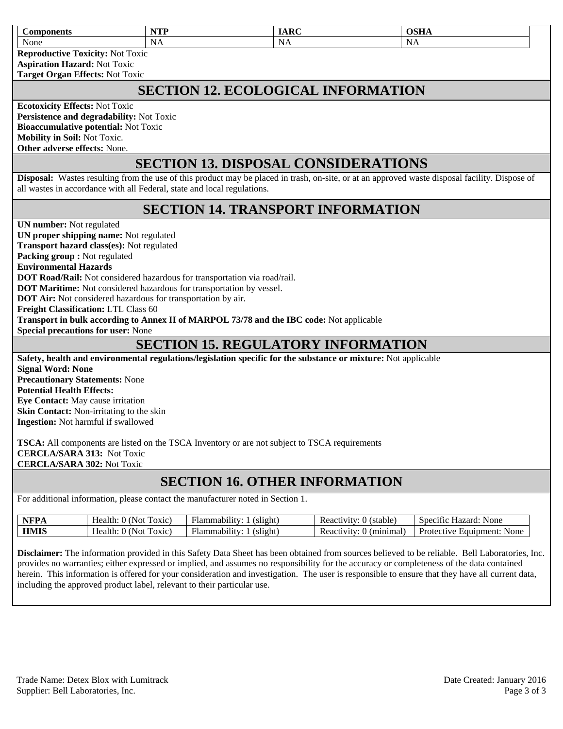| Components | NTP | IARC | OSHA |
| --- | --- | --- | --- |
| None | NA | NA | NA |

**Reproductive Toxicity:** Not Toxic
**Aspiration Hazard:** Not Toxic
**Target Organ Effects:** Not Toxic

## SECTION 12. ECOLOGICAL INFORMATION

**Ecotoxicity Effects:** Not Toxic
**Persistence and degradability:** Not Toxic
**Bioaccumulative potential:** Not Toxic
**Mobility in Soil:** Not Toxic.
**Other adverse effects:** None.

## SECTION 13. DISPOSAL CONSIDERATIONS

**Disposal:** Wastes resulting from the use of this product may be placed in trash, on-site, or at an approved waste disposal facility. Dispose of all wastes in accordance with all Federal, state and local regulations.

## SECTION 14. TRANSPORT INFORMATION

**UN number:** Not regulated
**UN proper shipping name:** Not regulated
**Transport hazard class(es):** Not regulated
**Packing group :** Not regulated
**Environmental Hazards**
**DOT Road/Rail:** Not considered hazardous for transportation via road/rail.
**DOT Maritime:** Not considered hazardous for transportation by vessel.
**DOT Air:** Not considered hazardous for transportation by air.
**Freight Classification:** LTL Class 60
**Transport in bulk according to Annex II of MARPOL 73/78 and the IBC code:** Not applicable
**Special precautions for user:** None

## SECTION 15. REGULATORY INFORMATION

**Safety, health and environmental regulations/legislation specific for the substance or mixture:** Not applicable
**Signal Word: None**
**Precautionary Statements:** None
**Potential Health Effects:**
**Eye Contact:** May cause irritation
**Skin Contact:** Non-irritating to the skin
**Ingestion:** Not harmful if swallowed

**TSCA:** All components are listed on the TSCA Inventory or are not subject to TSCA requirements
**CERCLA/SARA 313:** Not Toxic
**CERCLA/SARA 302:** Not Toxic

## SECTION 16. OTHER INFORMATION

For additional information, please contact the manufacturer noted in Section 1.

| | | | | |
| --- | --- | --- | --- | --- |
| **NFPA** | Health: 0 (Not Toxic) | Flammability: 1 (slight) | Reactivity: 0 (stable) | Specific Hazard: None |
| **HMIS** | Health: 0 (Not Toxic) | Flammability: 1 (slight) | Reactivity: 0 (minimal) | Protective Equipment: None |

**Disclaimer:** The information provided in this Safety Data Sheet has been obtained from sources believed to be reliable. Bell Laboratories, Inc. provides no warranties; either expressed or implied, and assumes no responsibility for the accuracy or completeness of the data contained herein. This information is offered for your consideration and investigation. The user is responsible to ensure that they have all current data, including the approved product label, relevant to their particular use.